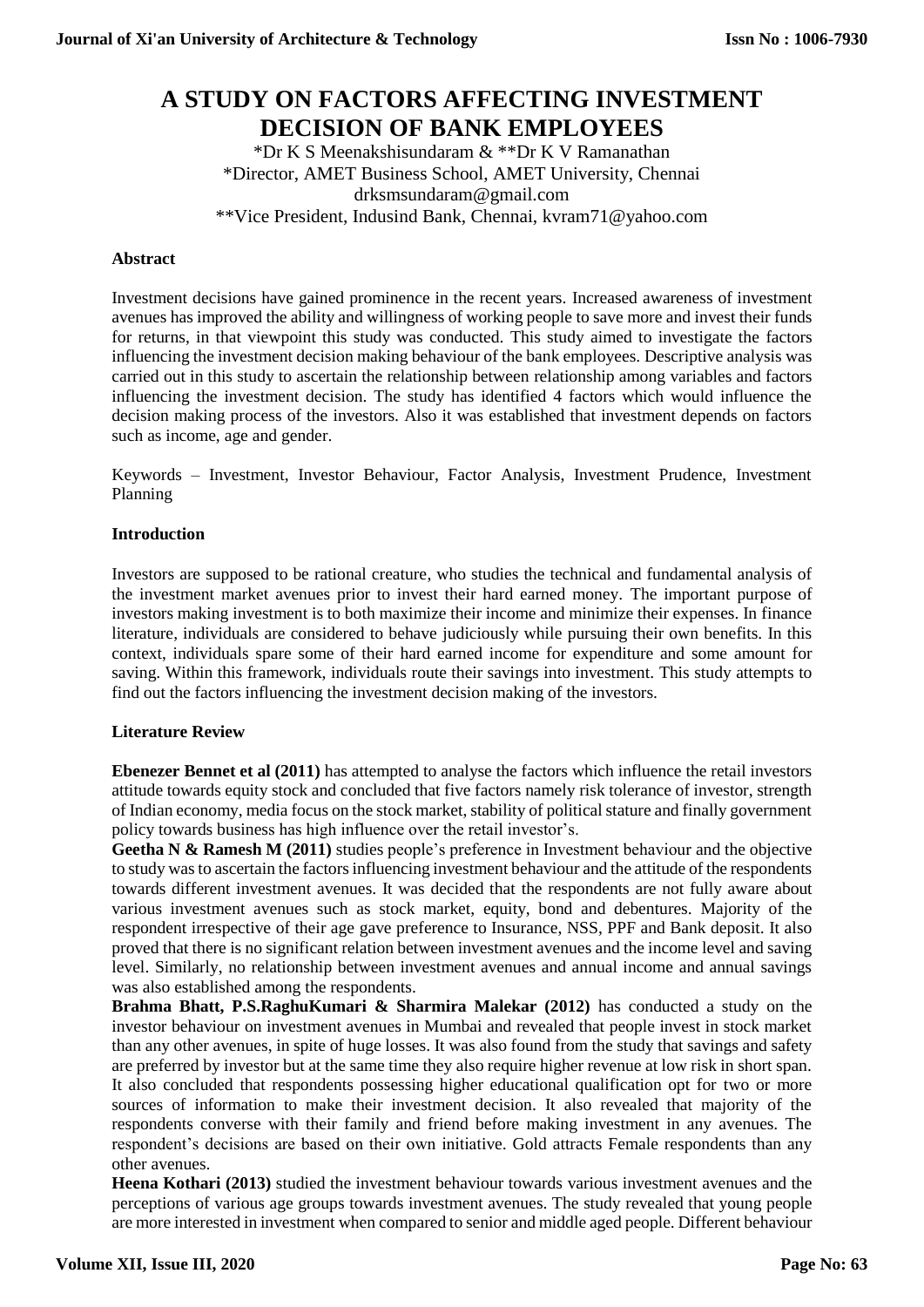# A STUDY ON FACTORS AFFECTING INVESTMENT DECISION OF BANK EMPLOYEES

*Dr K S Meenakshisundaram & **Dr K V Ramanathan

*Director, AMET Business School, AMET University, Chennai

drksmsundaram@gmail.com

**Vice President, Indusind Bank, Chennai, kvram71@yahoo.com

### Abstract

Investment decisions have gained prominence in the recent years. Increased awareness of investment avenues has improved the ability and willingness of working people to save more and invest their funds for returns, in that viewpoint this study was conducted. This study aimed to investigate the factors influencing the investment decision making behaviour of the bank employees. Descriptive analysis was carried out in this study to ascertain the relationship between relationship among variables and factors influencing the investment decision. The study has identified 4 factors which would influence the decision making process of the investors. Also it was established that investment depends on factors such as income, age and gender.

Keywords – Investment, Investor Behaviour, Factor Analysis, Investment Prudence, Investment Planning

### Introduction

Investors are supposed to be rational creature, who studies the technical and fundamental analysis of the investment market avenues prior to invest their hard earned money. The important purpose of investors making investment is to both maximize their income and minimize their expenses. In finance literature, individuals are considered to behave judiciously while pursuing their own benefits. In this context, individuals spare some of their hard earned income for expenditure and some amount for saving. Within this framework, individuals route their savings into investment. This study attempts to find out the factors influencing the investment decision making of the investors.

### Literature Review

**Ebenezer Bennet et al (2011)** has attempted to analyse the factors which influence the retail investors attitude towards equity stock and concluded that five factors namely risk tolerance of investor, strength of Indian economy, media focus on the stock market, stability of political stature and finally government policy towards business has high influence over the retail investor's.

**Geetha N & Ramesh M (2011)** studies people's preference in Investment behaviour and the objective to study was to ascertain the factors influencing investment behaviour and the attitude of the respondents towards different investment avenues. It was decided that the respondents are not fully aware about various investment avenues such as stock market, equity, bond and debentures. Majority of the respondent irrespective of their age gave preference to Insurance, NSS, PPF and Bank deposit. It also proved that there is no significant relation between investment avenues and the income level and saving level. Similarly, no relationship between investment avenues and annual income and annual savings was also established among the respondents.

**Brahma Bhatt, P.S.RaghuKumari & Sharmira Malekar (2012)** has conducted a study on the investor behaviour on investment avenues in Mumbai and revealed that people invest in stock market than any other avenues, in spite of huge losses. It was also found from the study that savings and safety are preferred by investor but at the same time they also require higher revenue at low risk in short span. It also concluded that respondents possessing higher educational qualification opt for two or more sources of information to make their investment decision. It also revealed that majority of the respondents converse with their family and friend before making investment in any avenues. The respondent's decisions are based on their own initiative. Gold attracts Female respondents than any other avenues.

**Heena Kothari (2013)** studied the investment behaviour towards various investment avenues and the perceptions of various age groups towards investment avenues. The study revealed that young people are more interested in investment when compared to senior and middle aged people. Different behaviour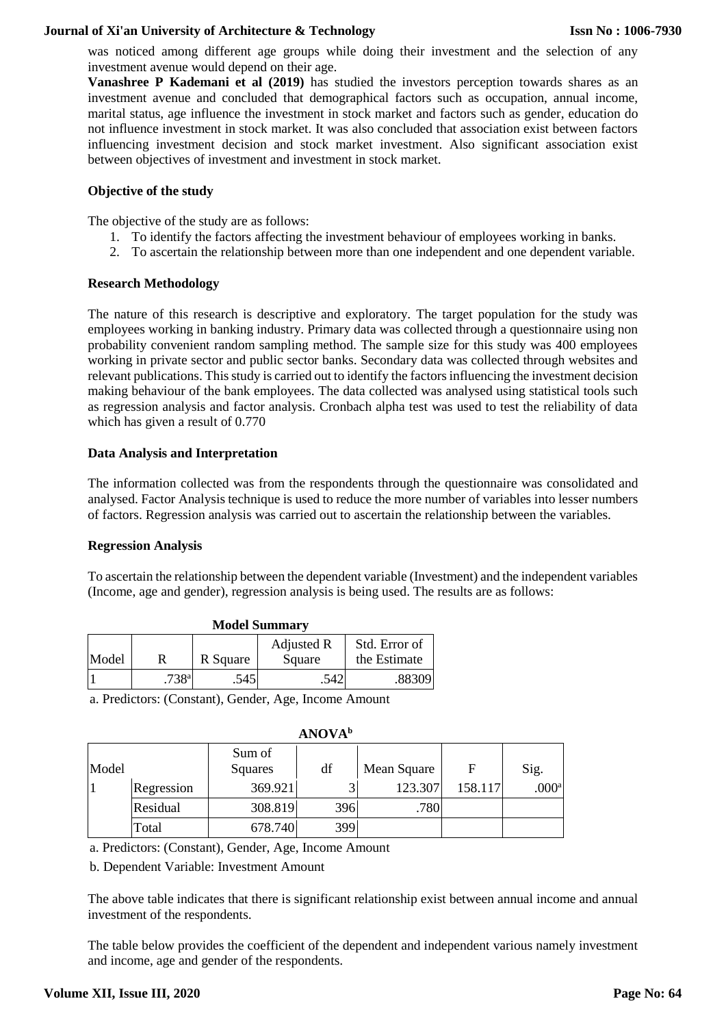was noticed among different age groups while doing their investment and the selection of any investment avenue would depend on their age.

**Vanashree P Kademani et al (2019)** has studied the investors perception towards shares as an investment avenue and concluded that demographical factors such as occupation, annual income, marital status, age influence the investment in stock market and factors such as gender, education do not influence investment in stock market. It was also concluded that association exist between factors influencing investment decision and stock market investment. Also significant association exist between objectives of investment and investment in stock market.

**Objective of the study**

The objective of the study are as follows:

1. To identify the factors affecting the investment behaviour of employees working in banks.
2. To ascertain the relationship between more than one independent and one dependent variable.

**Research Methodology**

The nature of this research is descriptive and exploratory. The target population for the study was employees working in banking industry. Primary data was collected through a questionnaire using non probability convenient random sampling method. The sample size for this study was 400 employees working in private sector and public sector banks. Secondary data was collected through websites and relevant publications. This study is carried out to identify the factors influencing the investment decision making behaviour of the bank employees. The data collected was analysed using statistical tools such as regression analysis and factor analysis. Cronbach alpha test was used to test the reliability of data which has given a result of 0.770

**Data Analysis and Interpretation**

The information collected was from the respondents through the questionnaire was consolidated and analysed. Factor Analysis technique is used to reduce the more number of variables into lesser numbers of factors. Regression analysis was carried out to ascertain the relationship between the variables.

**Regression Analysis**

To ascertain the relationship between the dependent variable (Investment) and the independent variables (Income, age and gender), regression analysis is being used. The results are as follows:

**Model Summary**

| Model | R | R Square | Adjusted R Square | Std. Error of the Estimate |
|---|---|---|---|---|
| 1 | .738[a] | .545 | .542 | .88309 |

a. Predictors: (Constant), Gender, Age, Income Amount

**ANOVA[b]**

| Model | | Sum of Squares | df | Mean Square | F | Sig. |
|---|---|---|---|---|---|---|
| 1 | Regression | 369.921 | 3 | 123.307 | 158.117 | .000[a] |
| | Residual | 308.819 | 396 | .780 | | |
| | Total | 678.740 | 399 | | | |

a. Predictors: (Constant), Gender, Age, Income Amount

b. Dependent Variable: Investment Amount

The above table indicates that there is significant relationship exist between annual income and annual investment of the respondents.

The table below provides the coefficient of the dependent and independent various namely investment and income, age and gender of the respondents.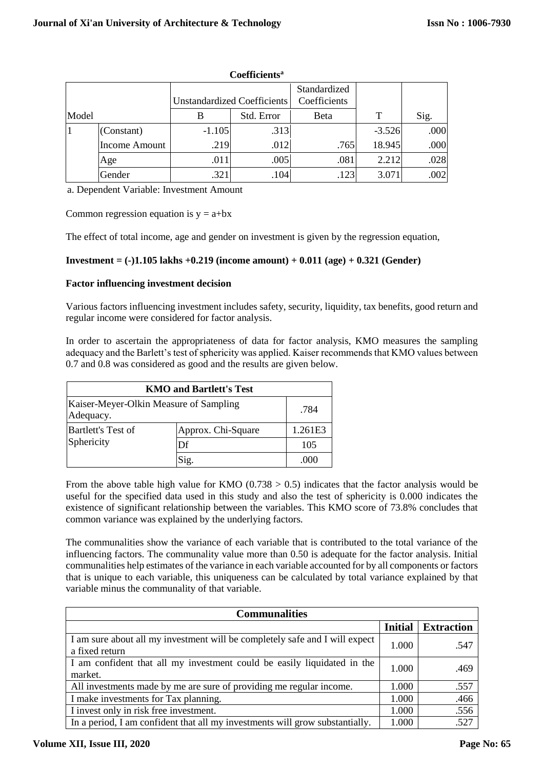**Coefficients[a]**

| Model | | Unstandardized Coefficients | | Standardized Coefficients | | |
|---|---|---|---|---|---|---|
| | | B | Std. Error | Beta | T | Sig. |
| 1 | (Constant) | -1.105 | .313 | | -3.526 | .000 |
| | Income Amount | .219 | .012 | .765 | 18.945 | .000 |
| | Age | .011 | .005 | .081 | 2.212 | .028 |
| | Gender | .321 | .104 | .123 | 3.071 | .002 |

a. Dependent Variable: Investment Amount

Common regression equation is y = a+bx

The effect of total income, age and gender on investment is given by the regression equation,

**Investment = (-)1.105 lakhs +0.219 (income amount) + 0.011 (age) + 0.321 (Gender)**

### Factor influencing investment decision

Various factors influencing investment includes safety, security, liquidity, tax benefits, good return and regular income were considered for factor analysis.

In order to ascertain the appropriateness of data for factor analysis, KMO measures the sampling adequacy and the Barlett's test of sphericity was applied. Kaiser recommends that KMO values between 0.7 and 0.8 was considered as good and the results are given below.

| KMO and Bartlett's Test | | |
|---|---|---|
| Kaiser-Meyer-Olkin Measure of Sampling Adequacy. | | .784 |
| Bartlett's Test of Sphericity | Approx. Chi-Square | 1.261E3 |
| | Df | 105 |
| | Sig. | .000 |

From the above table high value for KMO (0.738 > 0.5) indicates that the factor analysis would be useful for the specified data used in this study and also the test of sphericity is 0.000 indicates the existence of significant relationship between the variables. This KMO score of 73.8% concludes that common variance was explained by the underlying factors.

The communalities show the variance of each variable that is contributed to the total variance of the influencing factors. The communality value more than 0.50 is adequate for the factor analysis. Initial communalities help estimates of the variance in each variable accounted for by all components or factors that is unique to each variable, this uniqueness can be calculated by total variance explained by that variable minus the communality of that variable.

| Communalities | | |
|---|---|---|
| | **Initial** | **Extraction** |
| I am sure about all my investment will be completely safe and I will expect a fixed return | 1.000 | .547 |
| I am confident that all my investment could be easily liquidated in the market. | 1.000 | .469 |
| All investments made by me are sure of providing me regular income. | 1.000 | .557 |
| I make investments for Tax planning. | 1.000 | .466 |
| I invest only in risk free investment. | 1.000 | .556 |
| In a period, I am confident that all my investments will grow substantially. | 1.000 | .527 |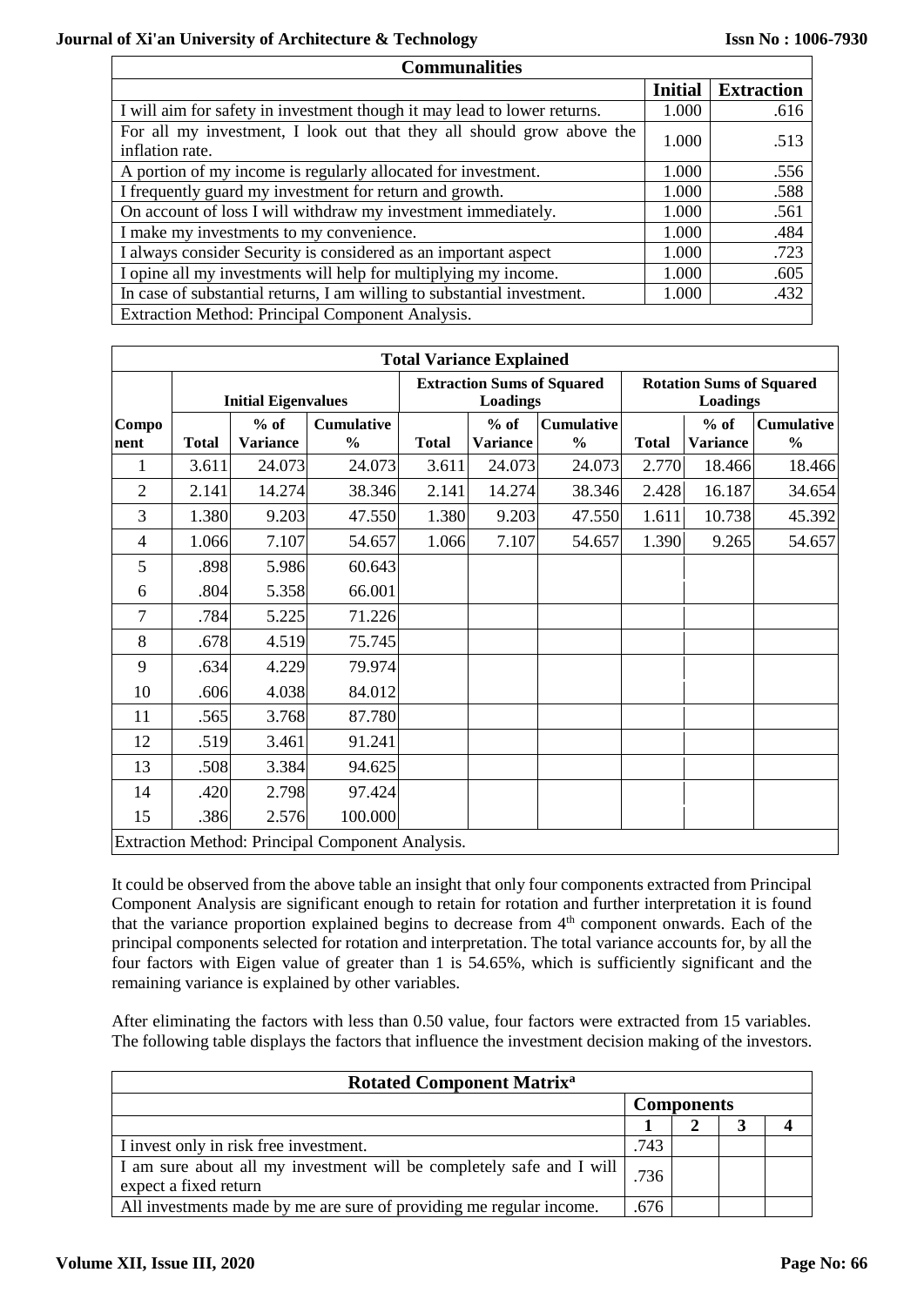| Communalities | | |
|---|---|---|
| | Initial | Extraction |
| I will aim for safety in investment though it may lead to lower returns. | 1.000 | .616 |
| For all my investment, I look out that they all should grow above the inflation rate. | 1.000 | .513 |
| A portion of my income is regularly allocated for investment. | 1.000 | .556 |
| I frequently guard my investment for return and growth. | 1.000 | .588 |
| On account of loss I will withdraw my investment immediately. | 1.000 | .561 |
| I make my investments to my convenience. | 1.000 | .484 |
| I always consider Security is considered as an important aspect | 1.000 | .723 |
| I opine all my investments will help for multiplying my income. | 1.000 | .605 |
| In case of substantial returns, I am willing to substantial investment. | 1.000 | .432 |
| Extraction Method: Principal Component Analysis. | | |

| Total Variance Explained | | | | | | | | | |
|---|---|---|---|---|---|---|---|---|---|
| | Initial Eigenvalues | | | Extraction Sums of Squared Loadings | | | Rotation Sums of Squared Loadings | | |
| Component | Total | % of Variance | Cumulative % | Total | % of Variance | Cumulative % | Total | % of Variance | Cumulative % |
| 1 | 3.611 | 24.073 | 24.073 | 3.611 | 24.073 | 24.073 | 2.770 | 18.466 | 18.466 |
| 2 | 2.141 | 14.274 | 38.346 | 2.141 | 14.274 | 38.346 | 2.428 | 16.187 | 34.654 |
| 3 | 1.380 | 9.203 | 47.550 | 1.380 | 9.203 | 47.550 | 1.611 | 10.738 | 45.392 |
| 4 | 1.066 | 7.107 | 54.657 | 1.066 | 7.107 | 54.657 | 1.390 | 9.265 | 54.657 |
| 5 | .898 | 5.986 | 60.643 | | | | | | |
| 6 | .804 | 5.358 | 66.001 | | | | | | |
| 7 | .784 | 5.225 | 71.226 | | | | | | |
| 8 | .678 | 4.519 | 75.745 | | | | | | |
| 9 | .634 | 4.229 | 79.974 | | | | | | |
| 10 | .606 | 4.038 | 84.012 | | | | | | |
| 11 | .565 | 3.768 | 87.780 | | | | | | |
| 12 | .519 | 3.461 | 91.241 | | | | | | |
| 13 | .508 | 3.384 | 94.625 | | | | | | |
| 14 | .420 | 2.798 | 97.424 | | | | | | |
| 15 | .386 | 2.576 | 100.000 | | | | | | |
| Extraction Method: Principal Component Analysis. | | | | | | | | | |

It could be observed from the above table an insight that only four components extracted from Principal Component Analysis are significant enough to retain for rotation and further interpretation it is found that the variance proportion explained begins to decrease from 4th component onwards. Each of the principal components selected for rotation and interpretation. The total variance accounts for, by all the four factors with Eigen value of greater than 1 is 54.65%, which is sufficiently significant and the remaining variance is explained by other variables.

After eliminating the factors with less than 0.50 value, four factors were extracted from 15 variables. The following table displays the factors that influence the investment decision making of the investors.

| Rotated Component Matrix[a] | | | | |
|---|---|---|---|---|
| | Components | | | |
| | 1 | 2 | 3 | 4 |
| I invest only in risk free investment. | .743 | | | |
| I am sure about all my investment will be completely safe and I will expect a fixed return | .736 | | | |
| All investments made by me are sure of providing me regular income. | .676 | | | |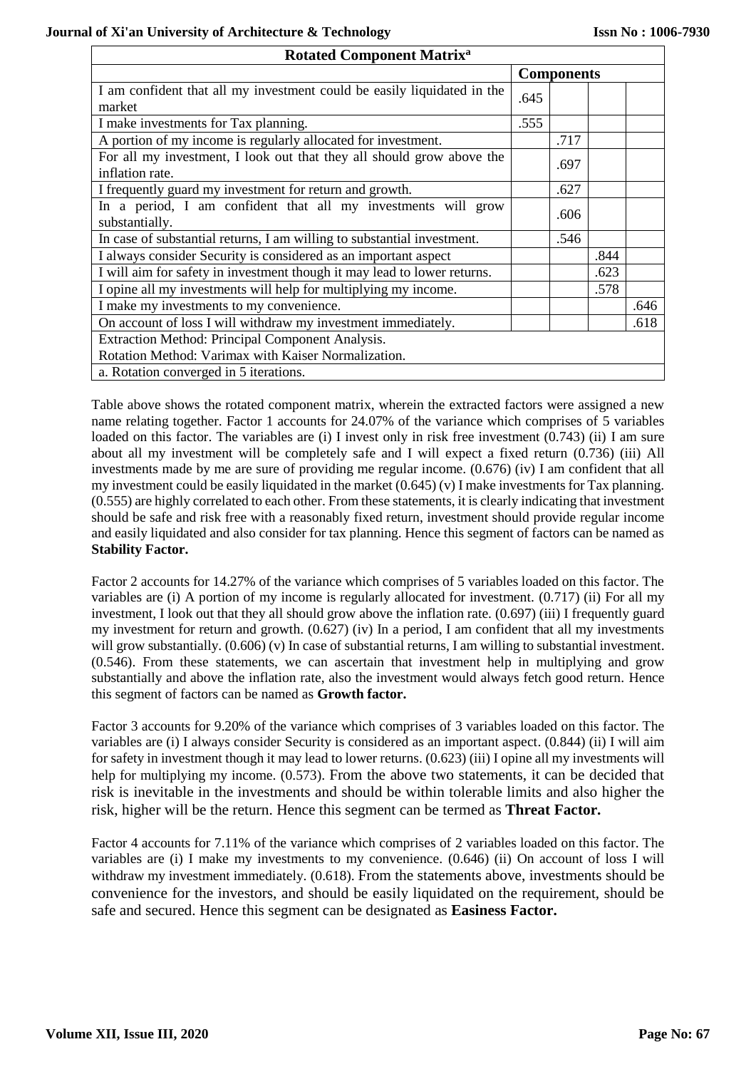| Rotated Component Matrix[a] | | | | |
|---|---|---|---|---|
| | Components | | | |
| I am confident that all my investment could be easily liquidated in the market | .645 | | | |
| I make investments for Tax planning. | .555 | | | |
| A portion of my income is regularly allocated for investment. | | .717 | | |
| For all my investment, I look out that they all should grow above the inflation rate. | | .697 | | |
| I frequently guard my investment for return and growth. | | .627 | | |
| In a period, I am confident that all my investments will grow substantially. | | .606 | | |
| In case of substantial returns, I am willing to substantial investment. | | .546 | | |
| I always consider Security is considered as an important aspect | | | .844 | |
| I will aim for safety in investment though it may lead to lower returns. | | | .623 | |
| I opine all my investments will help for multiplying my income. | | | .578 | |
| I make my investments to my convenience. | | | | .646 |
| On account of loss I will withdraw my investment immediately. | | | | .618 |
| Extraction Method: Principal Component Analysis. | | | | |
| Rotation Method: Varimax with Kaiser Normalization. | | | | |
| a. Rotation converged in 5 iterations. | | | | |

Table above shows the rotated component matrix, wherein the extracted factors were assigned a new name relating together. Factor 1 accounts for 24.07% of the variance which comprises of 5 variables loaded on this factor. The variables are (i) I invest only in risk free investment (0.743) (ii) I am sure about all my investment will be completely safe and I will expect a fixed return (0.736) (iii) All investments made by me are sure of providing me regular income. (0.676) (iv) I am confident that all my investment could be easily liquidated in the market (0.645) (v) I make investments for Tax planning. (0.555) are highly correlated to each other. From these statements, it is clearly indicating that investment should be safe and risk free with a reasonably fixed return, investment should provide regular income and easily liquidated and also consider for tax planning. Hence this segment of factors can be named as **Stability Factor.**

Factor 2 accounts for 14.27% of the variance which comprises of 5 variables loaded on this factor. The variables are (i) A portion of my income is regularly allocated for investment. (0.717) (ii) For all my investment, I look out that they all should grow above the inflation rate. (0.697) (iii) I frequently guard my investment for return and growth. (0.627) (iv) In a period, I am confident that all my investments will grow substantially. (0.606) (v) In case of substantial returns, I am willing to substantial investment. (0.546). From these statements, we can ascertain that investment help in multiplying and grow substantially and above the inflation rate, also the investment would always fetch good return. Hence this segment of factors can be named as **Growth factor.**

Factor 3 accounts for 9.20% of the variance which comprises of 3 variables loaded on this factor. The variables are (i) I always consider Security is considered as an important aspect. (0.844) (ii) I will aim for safety in investment though it may lead to lower returns. (0.623) (iii) I opine all my investments will help for multiplying my income. (0.573). From the above two statements, it can be decided that risk is inevitable in the investments and should be within tolerable limits and also higher the risk, higher will be the return. Hence this segment can be termed as **Threat Factor.**

Factor 4 accounts for 7.11% of the variance which comprises of 2 variables loaded on this factor. The variables are (i) I make my investments to my convenience. (0.646) (ii) On account of loss I will withdraw my investment immediately. (0.618). From the statements above, investments should be convenience for the investors, and should be easily liquidated on the requirement, should be safe and secured. Hence this segment can be designated as **Easiness Factor.**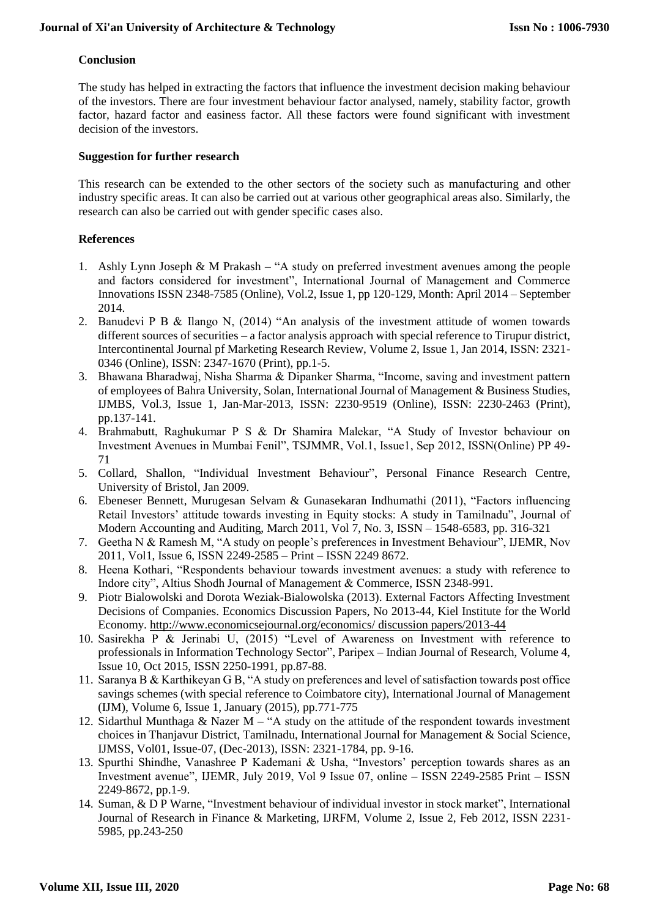## Conclusion

The study has helped in extracting the factors that influence the investment decision making behaviour of the investors. There are four investment behaviour factor analysed, namely, stability factor, growth factor, hazard factor and easiness factor. All these factors were found significant with investment decision of the investors.

## Suggestion for further research

This research can be extended to the other sectors of the society such as manufacturing and other industry specific areas. It can also be carried out at various other geographical areas also. Similarly, the research can also be carried out with gender specific cases also.

## References

1. Ashly Lynn Joseph & M Prakash – "A study on preferred investment avenues among the people and factors considered for investment", International Journal of Management and Commerce Innovations ISSN 2348-7585 (Online), Vol.2, Issue 1, pp 120-129, Month: April 2014 – September 2014.
2. Banudevi P B & Ilango N, (2014) "An analysis of the investment attitude of women towards different sources of securities – a factor analysis approach with special reference to Tirupur district, Intercontinental Journal pf Marketing Research Review, Volume 2, Issue 1, Jan 2014, ISSN: 2321-0346 (Online), ISSN: 2347-1670 (Print), pp.1-5.
3. Bhawana Bharadwaj, Nisha Sharma & Dipanker Sharma, "Income, saving and investment pattern of employees of Bahra University, Solan, International Journal of Management & Business Studies, IJMBS, Vol.3, Issue 1, Jan-Mar-2013, ISSN: 2230-9519 (Online), ISSN: 2230-2463 (Print), pp.137-141.
4. Brahmabutt, Raghukumar P S & Dr Shamira Malekar, "A Study of Investor behaviour on Investment Avenues in Mumbai Fenil", TSJMMR, Vol.1, Issue1, Sep 2012, ISSN(Online) PP 49-71
5. Collard, Shallon, "Individual Investment Behaviour", Personal Finance Research Centre, University of Bristol, Jan 2009.
6. Ebeneser Bennett, Murugesan Selvam & Gunasekaran Indhumathi (2011), "Factors influencing Retail Investors' attitude towards investing in Equity stocks: A study in Tamilnadu", Journal of Modern Accounting and Auditing, March 2011, Vol 7, No. 3, ISSN – 1548-6583, pp. 316-321
7. Geetha N & Ramesh M, "A study on people's preferences in Investment Behaviour", IJEMR, Nov 2011, Vol1, Issue 6, ISSN 2249-2585 – Print – ISSN 2249 8672.
8. Heena Kothari, "Respondents behaviour towards investment avenues: a study with reference to Indore city", Altius Shodh Journal of Management & Commerce, ISSN 2348-991.
9. Piotr Bialowolski and Dorota Weziak-Bialowolska (2013). External Factors Affecting Investment Decisions of Companies. Economics Discussion Papers, No 2013-44, Kiel Institute for the World Economy. http://www.economicsejournal.org/economics/ discussion papers/2013-44
10. Sasirekha P & Jerinabi U, (2015) "Level of Awareness on Investment with reference to professionals in Information Technology Sector", Paripex – Indian Journal of Research, Volume 4, Issue 10, Oct 2015, ISSN 2250-1991, pp.87-88.
11. Saranya B & Karthikeyan G B, "A study on preferences and level of satisfaction towards post office savings schemes (with special reference to Coimbatore city), International Journal of Management (IJM), Volume 6, Issue 1, January (2015), pp.771-775
12. Sidarthul Munthaga & Nazer M – "A study on the attitude of the respondent towards investment choices in Thanjavur District, Tamilnadu, International Journal for Management & Social Science, IJMSS, Vol01, Issue-07, (Dec-2013), ISSN: 2321-1784, pp. 9-16.
13. Spurthi Shindhe, Vanashree P Kademani & Usha, "Investors' perception towards shares as an Investment avenue", IJEMR, July 2019, Vol 9 Issue 07, online – ISSN 2249-2585 Print – ISSN 2249-8672, pp.1-9.
14. Suman, & D P Warne, "Investment behaviour of individual investor in stock market", International Journal of Research in Finance & Marketing, IJRFM, Volume 2, Issue 2, Feb 2012, ISSN 2231-5985, pp.243-250